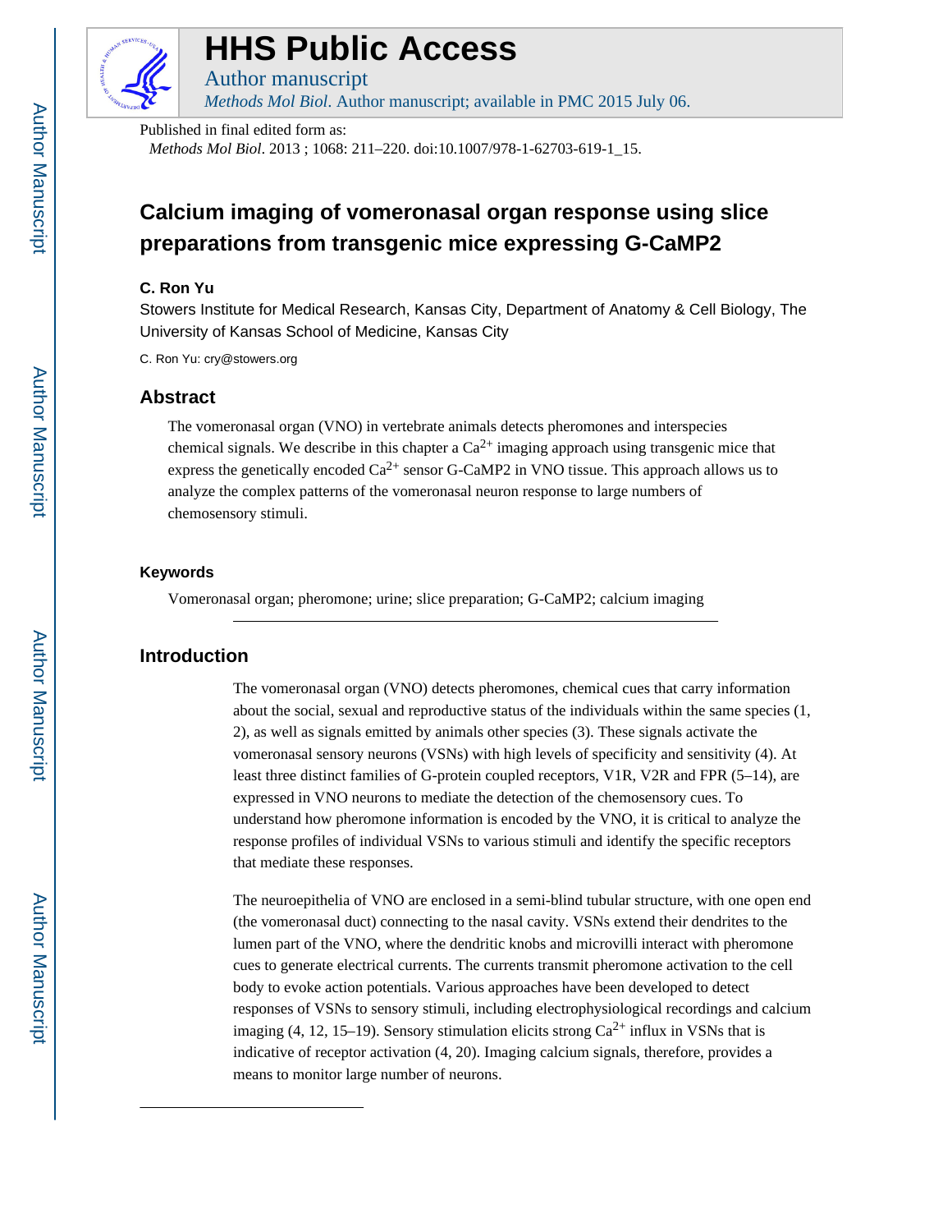# HHS Public Access

Author manuscript

*Methods Mol Biol*. Author manuscript; available in PMC 2015 July 06.

Published in final edited form as:

*Methods Mol Biol*. 2013 ; 1068: 211–220. doi:10.1007/978-1-62703-619-1_15.

# Calcium imaging of vomeronasal organ response using slice preparations from transgenic mice expressing G-CaMP2

**C. Ron Yu**

Stowers Institute for Medical Research, Kansas City, Department of Anatomy & Cell Biology, The University of Kansas School of Medicine, Kansas City

C. Ron Yu: cry@stowers.org

## Abstract

The vomeronasal organ (VNO) in vertebrate animals detects pheromones and interspecies chemical signals. We describe in this chapter a $Ca^{2+}$ imaging approach using transgenic mice that express the genetically encoded $Ca^{2+}$ sensor G-CaMP2 in VNO tissue. This approach allows us to analyze the complex patterns of the vomeronasal neuron response to large numbers of chemosensory stimuli.

### Keywords

Vomeronasal organ; pheromone; urine; slice preparation; G-CaMP2; calcium imaging

## Introduction

The vomeronasal organ (VNO) detects pheromones, chemical cues that carry information about the social, sexual and reproductive status of the individuals within the same species (1, 2), as well as signals emitted by animals other species (3). These signals activate the vomeronasal sensory neurons (VSNs) with high levels of specificity and sensitivity (4). At least three distinct families of G-protein coupled receptors, V1R, V2R and FPR (5–14), are expressed in VNO neurons to mediate the detection of the chemosensory cues. To understand how pheromone information is encoded by the VNO, it is critical to analyze the response profiles of individual VSNs to various stimuli and identify the specific receptors that mediate these responses.

The neuroepithelia of VNO are enclosed in a semi-blind tubular structure, with one open end (the vomeronasal duct) connecting to the nasal cavity. VSNs extend their dendrites to the lumen part of the VNO, where the dendritic knobs and microvilli interact with pheromone cues to generate electrical currents. The currents transmit pheromone activation to the cell body to evoke action potentials. Various approaches have been developed to detect responses of VSNs to sensory stimuli, including electrophysiological recordings and calcium imaging (4, 12, 15–19). Sensory stimulation elicits strong $Ca^{2+}$ influx in VSNs that is indicative of receptor activation (4, 20). Imaging calcium signals, therefore, provides a means to monitor large number of neurons.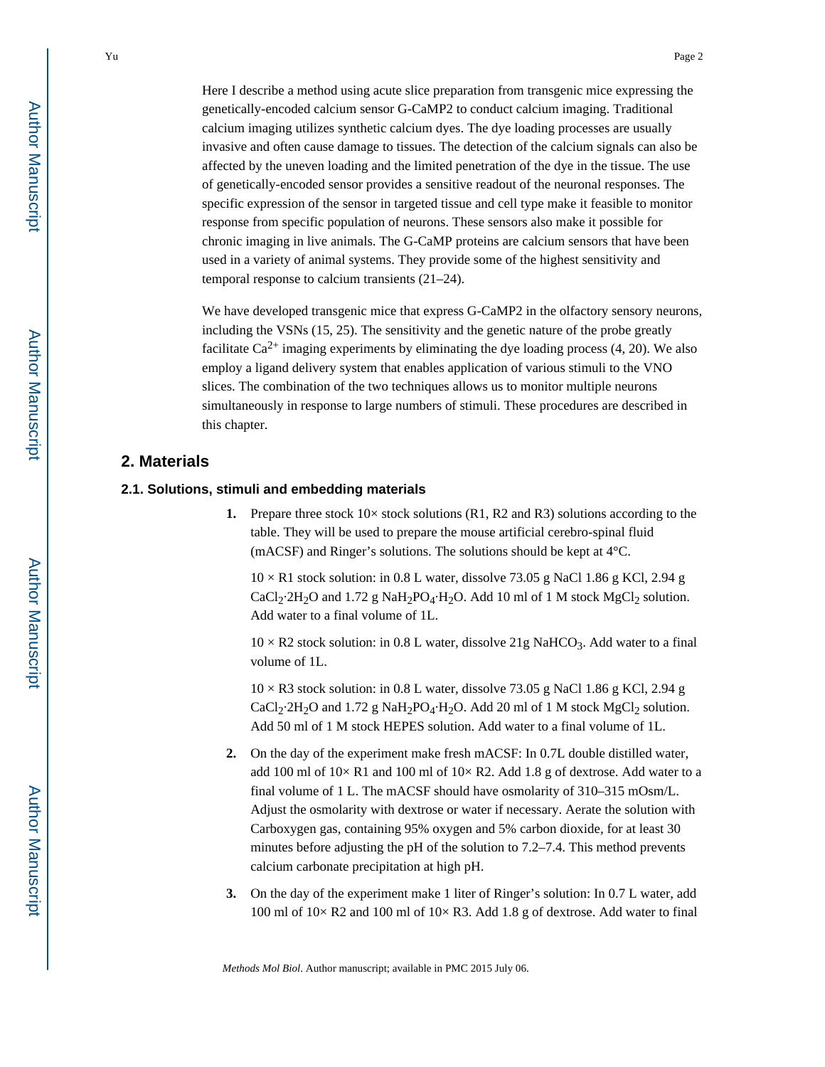Here I describe a method using acute slice preparation from transgenic mice expressing the genetically-encoded calcium sensor G-CaMP2 to conduct calcium imaging. Traditional calcium imaging utilizes synthetic calcium dyes. The dye loading processes are usually invasive and often cause damage to tissues. The detection of the calcium signals can also be affected by the uneven loading and the limited penetration of the dye in the tissue. The use of genetically-encoded sensor provides a sensitive readout of the neuronal responses. The specific expression of the sensor in targeted tissue and cell type make it feasible to monitor response from specific population of neurons. These sensors also make it possible for chronic imaging in live animals. The G-CaMP proteins are calcium sensors that have been used in a variety of animal systems. They provide some of the highest sensitivity and temporal response to calcium transients (21–24).

We have developed transgenic mice that express G-CaMP2 in the olfactory sensory neurons, including the VSNs (15, 25). The sensitivity and the genetic nature of the probe greatly facilitate $Ca^{2+}$ imaging experiments by eliminating the dye loading process (4, 20). We also employ a ligand delivery system that enables application of various stimuli to the VNO slices. The combination of the two techniques allows us to monitor multiple neurons simultaneously in response to large numbers of stimuli. These procedures are described in this chapter.

## 2. Materials

### 2.1. Solutions, stimuli and embedding materials

1. Prepare three stock 10× stock solutions (R1, R2 and R3) solutions according to the table. They will be used to prepare the mouse artificial cerebro-spinal fluid (mACSF) and Ringer's solutions. The solutions should be kept at 4°C.

   10 × R1 stock solution: in 0.8 L water, dissolve 73.05 g NaCl 1.86 g KCl, 2.94 g $CaCl_2·2H_2O$ and 1.72 g $NaH_2PO_4·H_2O$. Add 10 ml of 1 M stock $MgCl_2$ solution. Add water to a final volume of 1L.

   10 × R2 stock solution: in 0.8 L water, dissolve 21g $NaHCO_3$. Add water to a final volume of 1L.

   10 × R3 stock solution: in 0.8 L water, dissolve 73.05 g NaCl 1.86 g KCl, 2.94 g $CaCl_2·2H_2O$ and 1.72 g $NaH_2PO_4·H_2O$. Add 20 ml of 1 M stock $MgCl_2$ solution. Add 50 ml of 1 M stock HEPES solution. Add water to a final volume of 1L.

2. On the day of the experiment make fresh mACSF: In 0.7L double distilled water, add 100 ml of 10× R1 and 100 ml of 10× R2. Add 1.8 g of dextrose. Add water to a final volume of 1 L. The mACSF should have osmolarity of 310–315 mOsm/L. Adjust the osmolarity with dextrose or water if necessary. Aerate the solution with Carboxygen gas, containing 95% oxygen and 5% carbon dioxide, for at least 30 minutes before adjusting the pH of the solution to 7.2–7.4. This method prevents calcium carbonate precipitation at high pH.

3. On the day of the experiment make 1 liter of Ringer's solution: In 0.7 L water, add 100 ml of 10× R2 and 100 ml of 10× R3. Add 1.8 g of dextrose. Add water to final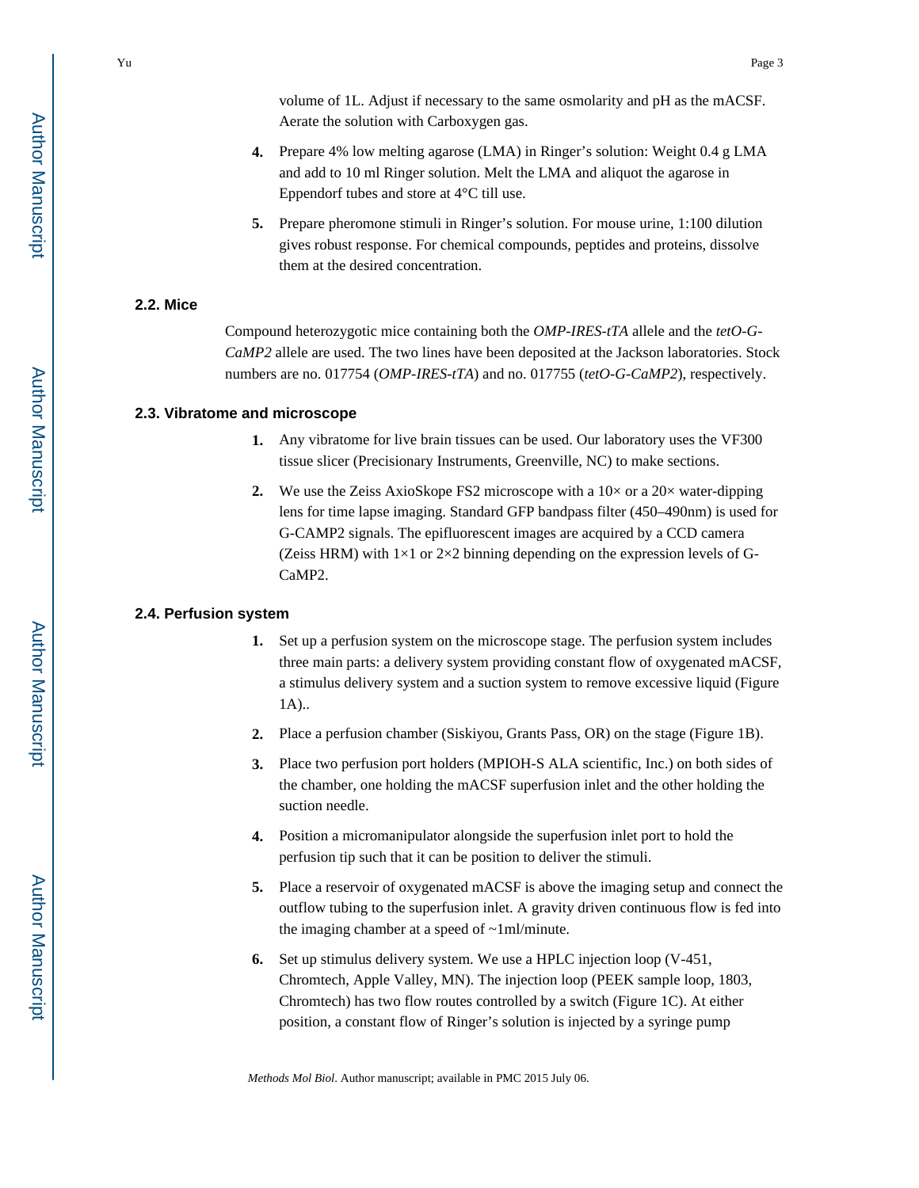volume of 1L. Adjust if necessary to the same osmolarity and pH as the mACSF. Aerate the solution with Carboxygen gas.

4. Prepare 4% low melting agarose (LMA) in Ringer's solution: Weight 0.4 g LMA and add to 10 ml Ringer solution. Melt the LMA and aliquot the agarose in Eppendorf tubes and store at 4°C till use.

5. Prepare pheromone stimuli in Ringer's solution. For mouse urine, 1:100 dilution gives robust response. For chemical compounds, peptides and proteins, dissolve them at the desired concentration.

### 2.2. Mice

Compound heterozygotic mice containing both the *OMP-IRES-tTA* allele and the *tetO-G-CaMP2* allele are used. The two lines have been deposited at the Jackson laboratories. Stock numbers are no. 017754 (*OMP-IRES-tTA*) and no. 017755 (*tetO-G-CaMP2*), respectively.

### 2.3. Vibratome and microscope

1. Any vibratome for live brain tissues can be used. Our laboratory uses the VF300 tissue slicer (Precisionary Instruments, Greenville, NC) to make sections.

2. We use the Zeiss AxioSkope FS2 microscope with a 10× or a 20× water-dipping lens for time lapse imaging. Standard GFP bandpass filter (450–490nm) is used for G-CAMP2 signals. The epifluorescent images are acquired by a CCD camera (Zeiss HRM) with 1×1 or 2×2 binning depending on the expression levels of G-CaMP2.

### 2.4. Perfusion system

1. Set up a perfusion system on the microscope stage. The perfusion system includes three main parts: a delivery system providing constant flow of oxygenated mACSF, a stimulus delivery system and a suction system to remove excessive liquid (Figure 1A)..

2. Place a perfusion chamber (Siskiyou, Grants Pass, OR) on the stage (Figure 1B).

3. Place two perfusion port holders (MPIOH-S ALA scientific, Inc.) on both sides of the chamber, one holding the mACSF superfusion inlet and the other holding the suction needle.

4. Position a micromanipulator alongside the superfusion inlet port to hold the perfusion tip such that it can be position to deliver the stimuli.

5. Place a reservoir of oxygenated mACSF is above the imaging setup and connect the outflow tubing to the superfusion inlet. A gravity driven continuous flow is fed into the imaging chamber at a speed of ~1ml/minute.

6. Set up stimulus delivery system. We use a HPLC injection loop (V-451, Chromtech, Apple Valley, MN). The injection loop (PEEK sample loop, 1803, Chromtech) has two flow routes controlled by a switch (Figure 1C). At either position, a constant flow of Ringer's solution is injected by a syringe pump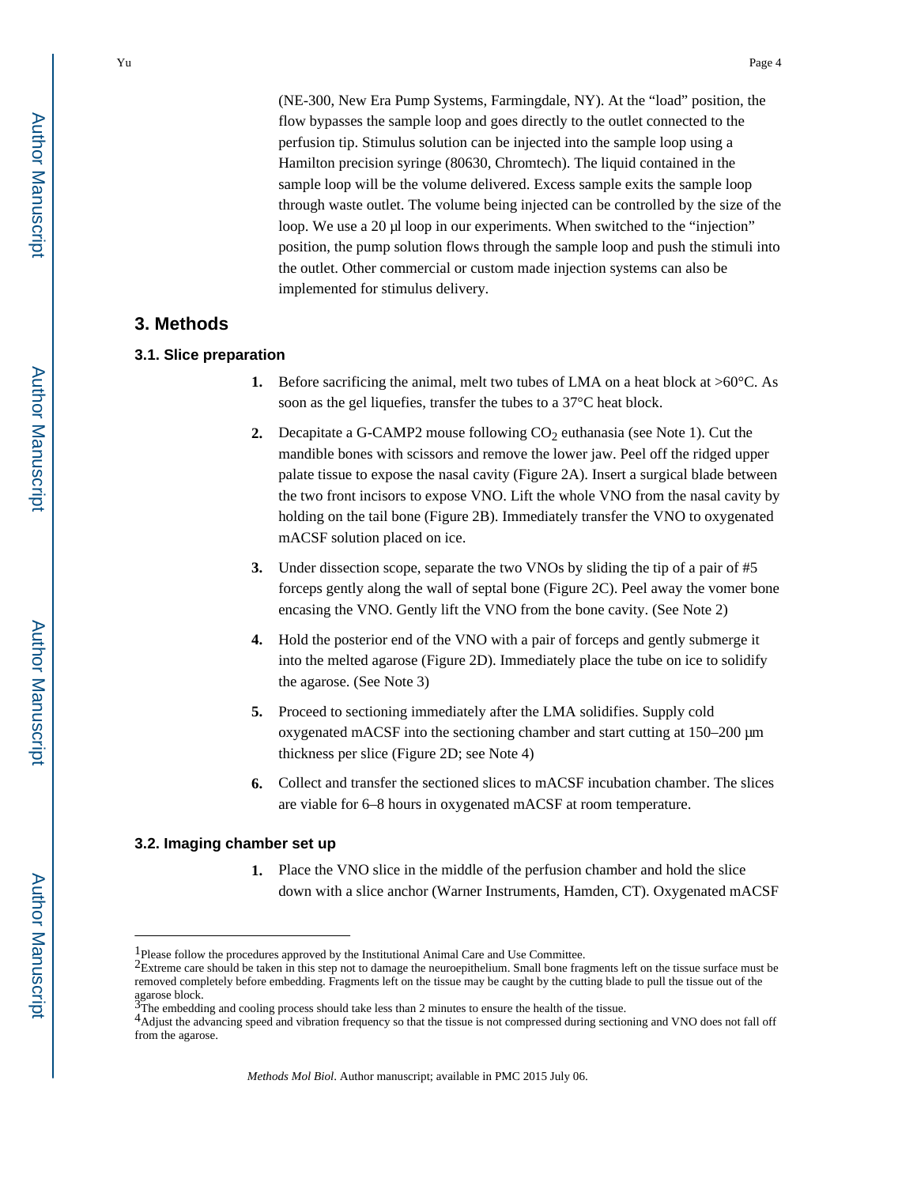(NE-300, New Era Pump Systems, Farmingdale, NY). At the "load" position, the flow bypasses the sample loop and goes directly to the outlet connected to the perfusion tip. Stimulus solution can be injected into the sample loop using a Hamilton precision syringe (80630, Chromtech). The liquid contained in the sample loop will be the volume delivered. Excess sample exits the sample loop through waste outlet. The volume being injected can be controlled by the size of the loop. We use a 20 μl loop in our experiments. When switched to the "injection" position, the pump solution flows through the sample loop and push the stimuli into the outlet. Other commercial or custom made injection systems can also be implemented for stimulus delivery.

## 3. Methods

### 3.1. Slice preparation

1. Before sacrificing the animal, melt two tubes of LMA on a heat block at >60°C. As soon as the gel liquefies, transfer the tubes to a 37°C heat block.
2. Decapitate a G-CAMP2 mouse following $CO_2$ euthanasia (see Note 1). Cut the mandible bones with scissors and remove the lower jaw. Peel off the ridged upper palate tissue to expose the nasal cavity (Figure 2A). Insert a surgical blade between the two front incisors to expose VNO. Lift the whole VNO from the nasal cavity by holding on the tail bone (Figure 2B). Immediately transfer the VNO to oxygenated mACSF solution placed on ice.
3. Under dissection scope, separate the two VNOs by sliding the tip of a pair of #5 forceps gently along the wall of septal bone (Figure 2C). Peel away the vomer bone encasing the VNO. Gently lift the VNO from the bone cavity. (See Note 2)
4. Hold the posterior end of the VNO with a pair of forceps and gently submerge it into the melted agarose (Figure 2D). Immediately place the tube on ice to solidify the agarose. (See Note 3)
5. Proceed to sectioning immediately after the LMA solidifies. Supply cold oxygenated mACSF into the sectioning chamber and start cutting at 150–200 μm thickness per slice (Figure 2D; see Note 4)
6. Collect and transfer the sectioned slices to mACSF incubation chamber. The slices are viable for 6–8 hours in oxygenated mACSF at room temperature.

### 3.2. Imaging chamber set up

1. Place the VNO slice in the middle of the perfusion chamber and hold the slice down with a slice anchor (Warner Instruments, Hamden, CT). Oxygenated mACSF

---

[1]Please follow the procedures approved by the Institutional Animal Care and Use Committee.

[2]Extreme care should be taken in this step not to damage the neuroepithelium. Small bone fragments left on the tissue surface must be removed completely before embedding. Fragments left on the tissue may be caught by the cutting blade to pull the tissue out of the agarose block.

[3]The embedding and cooling process should take less than 2 minutes to ensure the health of the tissue.

[4]Adjust the advancing speed and vibration frequency so that the tissue is not compressed during sectioning and VNO does not fall off from the agarose.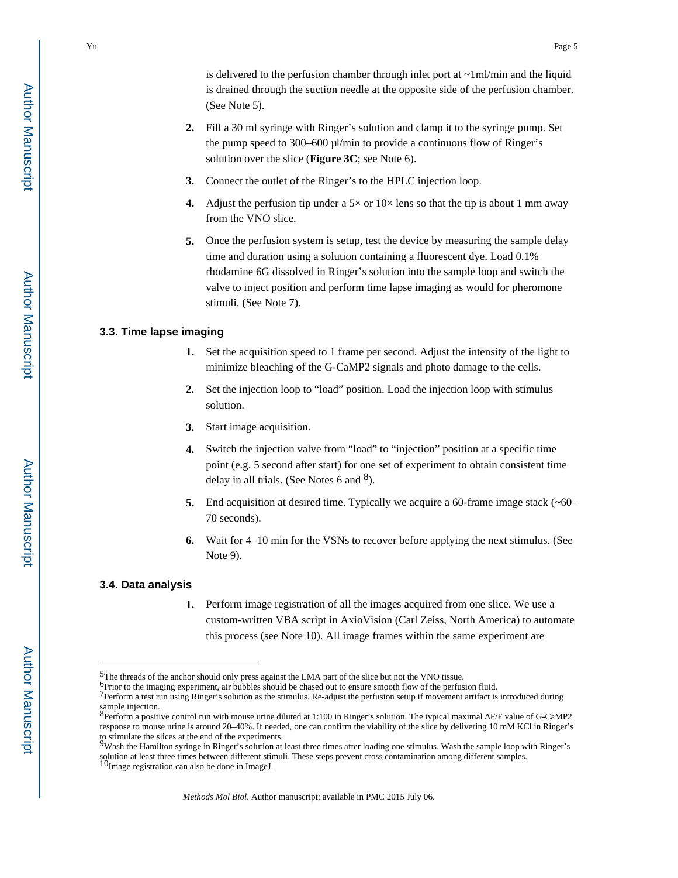is delivered to the perfusion chamber through inlet port at ~1ml/min and the liquid is drained through the suction needle at the opposite side of the perfusion chamber. (See Note 5).

2. Fill a 30 ml syringe with Ringer's solution and clamp it to the syringe pump. Set the pump speed to 300–600 μl/min to provide a continuous flow of Ringer's solution over the slice (**Figure 3C**; see Note 6).

3. Connect the outlet of the Ringer's to the HPLC injection loop.

4. Adjust the perfusion tip under a 5× or 10× lens so that the tip is about 1 mm away from the VNO slice.

5. Once the perfusion system is setup, test the device by measuring the sample delay time and duration using a solution containing a fluorescent dye. Load 0.1% rhodamine 6G dissolved in Ringer's solution into the sample loop and switch the valve to inject position and perform time lapse imaging as would for pheromone stimuli. (See Note 7).

### 3.3. Time lapse imaging

1. Set the acquisition speed to 1 frame per second. Adjust the intensity of the light to minimize bleaching of the G-CaMP2 signals and photo damage to the cells.

2. Set the injection loop to "load" position. Load the injection loop with stimulus solution.

3. Start image acquisition.

4. Switch the injection valve from "load" to "injection" position at a specific time point (e.g. 5 second after start) for one set of experiment to obtain consistent time delay in all trials. (See Notes 6 and [8]).

5. End acquisition at desired time. Typically we acquire a 60-frame image stack (~60–70 seconds).

6. Wait for 4–10 min for the VSNs to recover before applying the next stimulus. (See Note 9).

### 3.4. Data analysis

1. Perform image registration of all the images acquired from one slice. We use a custom-written VBA script in AxioVision (Carl Zeiss, North America) to automate this process (see Note 10). All image frames within the same experiment are

---

[5]The threads of the anchor should only press against the LMA part of the slice but not the VNO tissue.

[6]Prior to the imaging experiment, air bubbles should be chased out to ensure smooth flow of the perfusion fluid.

[7]Perform a test run using Ringer's solution as the stimulus. Re-adjust the perfusion setup if movement artifact is introduced during sample injection.

[8]Perform a positive control run with mouse urine diluted at 1:100 in Ringer's solution. The typical maximal ΔF/F value of G-CaMP2 response to mouse urine is around 20–40%. If needed, one can confirm the viability of the slice by delivering 10 mM KCl in Ringer's to stimulate the slices at the end of the experiments.

[9]Wash the Hamilton syringe in Ringer's solution at least three times after loading one stimulus. Wash the sample loop with Ringer's solution at least three times between different stimuli. These steps prevent cross contamination among different samples.

[10]Image registration can also be done in ImageJ.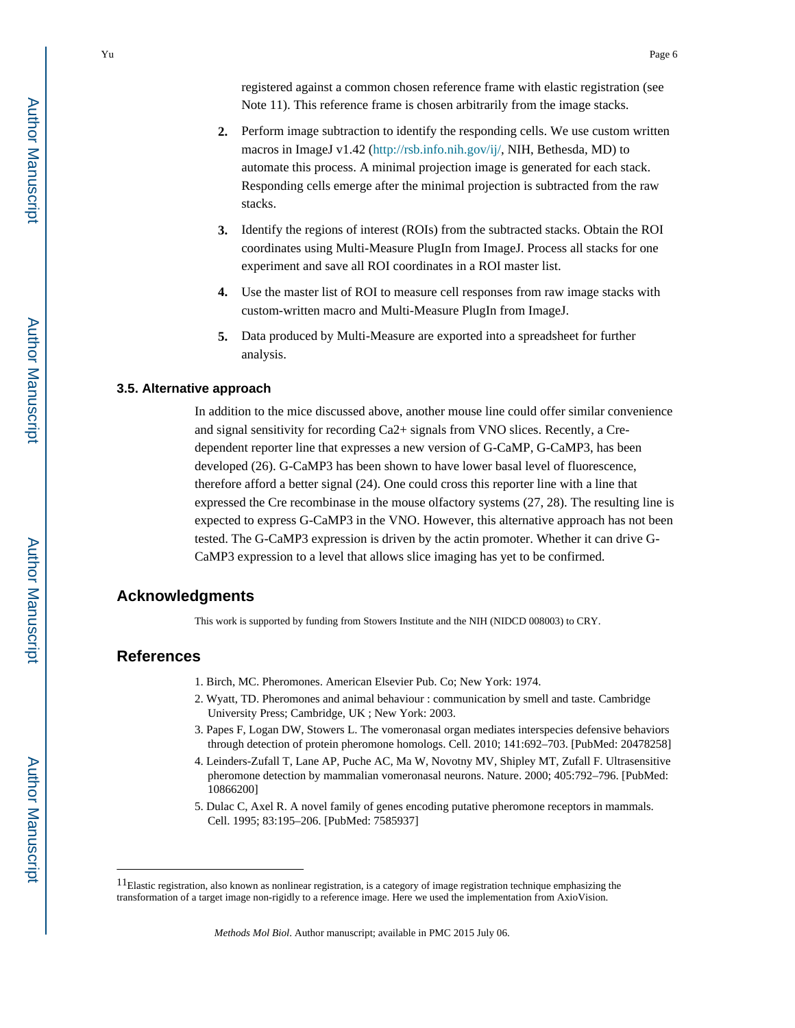registered against a common chosen reference frame with elastic registration (see Note 11). This reference frame is chosen arbitrarily from the image stacks.

2. Perform image subtraction to identify the responding cells. We use custom written macros in ImageJ v1.42 (http://rsb.info.nih.gov/ij/, NIH, Bethesda, MD) to automate this process. A minimal projection image is generated for each stack. Responding cells emerge after the minimal projection is subtracted from the raw stacks.

3. Identify the regions of interest (ROIs) from the subtracted stacks. Obtain the ROI coordinates using Multi-Measure PlugIn from ImageJ. Process all stacks for one experiment and save all ROI coordinates in a ROI master list.

4. Use the master list of ROI to measure cell responses from raw image stacks with custom-written macro and Multi-Measure PlugIn from ImageJ.

5. Data produced by Multi-Measure are exported into a spreadsheet for further analysis.

### 3.5. Alternative approach

In addition to the mice discussed above, another mouse line could offer similar convenience and signal sensitivity for recording Ca2+ signals from VNO slices. Recently, a Cre-dependent reporter line that expresses a new version of G-CaMP, G-CaMP3, has been developed (26). G-CaMP3 has been shown to have lower basal level of fluorescence, therefore afford a better signal (24). One could cross this reporter line with a line that expressed the Cre recombinase in the mouse olfactory systems (27, 28). The resulting line is expected to express G-CaMP3 in the VNO. However, this alternative approach has not been tested. The G-CaMP3 expression is driven by the actin promoter. Whether it can drive G-CaMP3 expression to a level that allows slice imaging has yet to be confirmed.

## Acknowledgments

This work is supported by funding from Stowers Institute and the NIH (NIDCD 008003) to CRY.

## References

1. Birch, MC. Pheromones. American Elsevier Pub. Co; New York: 1974.
2. Wyatt, TD. Pheromones and animal behaviour : communication by smell and taste. Cambridge University Press; Cambridge, UK ; New York: 2003.
3. Papes F, Logan DW, Stowers L. The vomeronasal organ mediates interspecies defensive behaviors through detection of protein pheromone homologs. Cell. 2010; 141:692–703. [PubMed: 20478258]
4. Leinders-Zufall T, Lane AP, Puche AC, Ma W, Novotny MV, Shipley MT, Zufall F. Ultrasensitive pheromone detection by mammalian vomeronasal neurons. Nature. 2000; 405:792–796. [PubMed: 10866200]
5. Dulac C, Axel R. A novel family of genes encoding putative pheromone receptors in mammals. Cell. 1995; 83:195–206. [PubMed: 7585937]

---

[11] Elastic registration, also known as nonlinear registration, is a category of image registration technique emphasizing the transformation of a target image non-rigidly to a reference image. Here we used the implementation from AxioVision.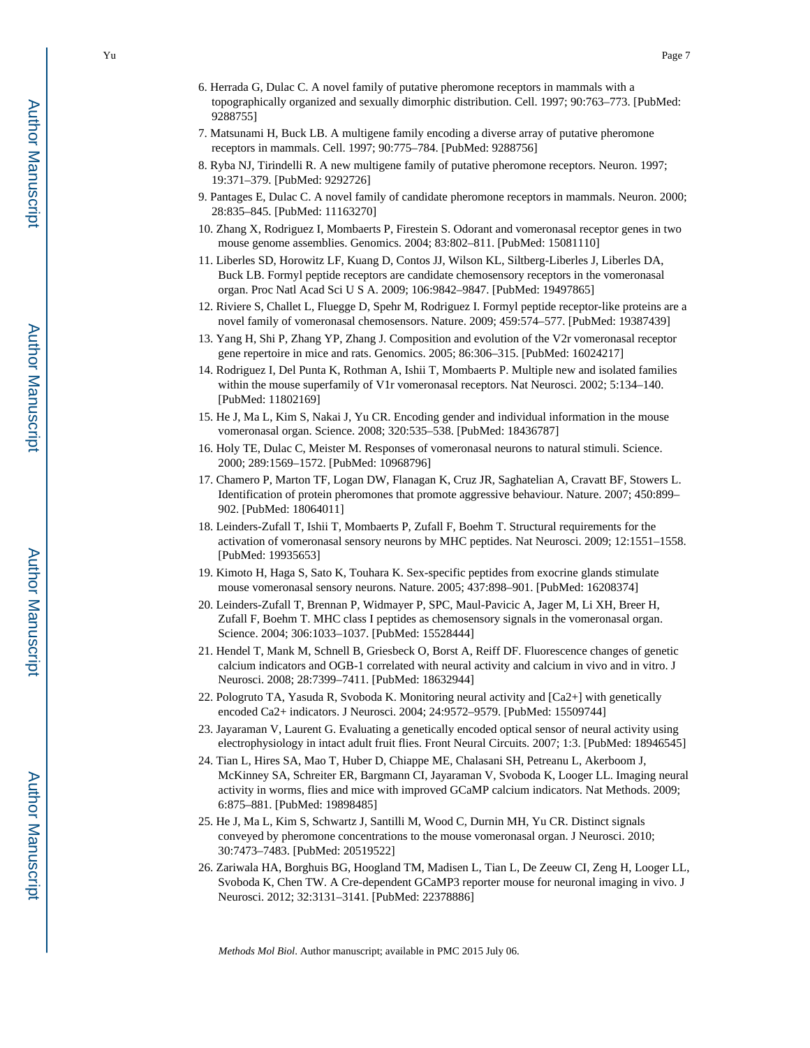6. Herrada G, Dulac C. A novel family of putative pheromone receptors in mammals with a topographically organized and sexually dimorphic distribution. Cell. 1997; 90:763–773. [PubMed: 9288755]
7. Matsunami H, Buck LB. A multigene family encoding a diverse array of putative pheromone receptors in mammals. Cell. 1997; 90:775–784. [PubMed: 9288756]
8. Ryba NJ, Tirindelli R. A new multigene family of putative pheromone receptors. Neuron. 1997; 19:371–379. [PubMed: 9292726]
9. Pantages E, Dulac C. A novel family of candidate pheromone receptors in mammals. Neuron. 2000; 28:835–845. [PubMed: 11163270]
10. Zhang X, Rodriguez I, Mombaerts P, Firestein S. Odorant and vomeronasal receptor genes in two mouse genome assemblies. Genomics. 2004; 83:802–811. [PubMed: 15081110]
11. Liberles SD, Horowitz LF, Kuang D, Contos JJ, Wilson KL, Siltberg-Liberles J, Liberles DA, Buck LB. Formyl peptide receptors are candidate chemosensory receptors in the vomeronasal organ. Proc Natl Acad Sci U S A. 2009; 106:9842–9847. [PubMed: 19497865]
12. Riviere S, Challet L, Fluegge D, Spehr M, Rodriguez I. Formyl peptide receptor-like proteins are a novel family of vomeronasal chemosensors. Nature. 2009; 459:574–577. [PubMed: 19387439]
13. Yang H, Shi P, Zhang YP, Zhang J. Composition and evolution of the V2r vomeronasal receptor gene repertoire in mice and rats. Genomics. 2005; 86:306–315. [PubMed: 16024217]
14. Rodriguez I, Del Punta K, Rothman A, Ishii T, Mombaerts P. Multiple new and isolated families within the mouse superfamily of V1r vomeronasal receptors. Nat Neurosci. 2002; 5:134–140. [PubMed: 11802169]
15. He J, Ma L, Kim S, Nakai J, Yu CR. Encoding gender and individual information in the mouse vomeronasal organ. Science. 2008; 320:535–538. [PubMed: 18436787]
16. Holy TE, Dulac C, Meister M. Responses of vomeronasal neurons to natural stimuli. Science. 2000; 289:1569–1572. [PubMed: 10968796]
17. Chamero P, Marton TF, Logan DW, Flanagan K, Cruz JR, Saghatelian A, Cravatt BF, Stowers L. Identification of protein pheromones that promote aggressive behaviour. Nature. 2007; 450:899–902. [PubMed: 18064011]
18. Leinders-Zufall T, Ishii T, Mombaerts P, Zufall F, Boehm T. Structural requirements for the activation of vomeronasal sensory neurons by MHC peptides. Nat Neurosci. 2009; 12:1551–1558. [PubMed: 19935653]
19. Kimoto H, Haga S, Sato K, Touhara K. Sex-specific peptides from exocrine glands stimulate mouse vomeronasal sensory neurons. Nature. 2005; 437:898–901. [PubMed: 16208374]
20. Leinders-Zufall T, Brennan P, Widmayer P, SPC, Maul-Pavicic A, Jager M, Li XH, Breer H, Zufall F, Boehm T. MHC class I peptides as chemosensory signals in the vomeronasal organ. Science. 2004; 306:1033–1037. [PubMed: 15528444]
21. Hendel T, Mank M, Schnell B, Griesbeck O, Borst A, Reiff DF. Fluorescence changes of genetic calcium indicators and OGB-1 correlated with neural activity and calcium in vivo and in vitro. J Neurosci. 2008; 28:7399–7411. [PubMed: 18632944]
22. Pologruto TA, Yasuda R, Svoboda K. Monitoring neural activity and [Ca2+] with genetically encoded Ca2+ indicators. J Neurosci. 2004; 24:9572–9579. [PubMed: 15509744]
23. Jayaraman V, Laurent G. Evaluating a genetically encoded optical sensor of neural activity using electrophysiology in intact adult fruit flies. Front Neural Circuits. 2007; 1:3. [PubMed: 18946545]
24. Tian L, Hires SA, Mao T, Huber D, Chiappe ME, Chalasani SH, Petreanu L, Akerboom J, McKinney SA, Schreiter ER, Bargmann CI, Jayaraman V, Svoboda K, Looger LL. Imaging neural activity in worms, flies and mice with improved GCaMP calcium indicators. Nat Methods. 2009; 6:875–881. [PubMed: 19898485]
25. He J, Ma L, Kim S, Schwartz J, Santilli M, Wood C, Durnin MH, Yu CR. Distinct signals conveyed by pheromone concentrations to the mouse vomeronasal organ. J Neurosci. 2010; 30:7473–7483. [PubMed: 20519522]
26. Zariwala HA, Borghuis BG, Hoogland TM, Madisen L, Tian L, De Zeeuw CI, Zeng H, Looger LL, Svoboda K, Chen TW. A Cre-dependent GCaMP3 reporter mouse for neuronal imaging in vivo. J Neurosci. 2012; 32:3131–3141. [PubMed: 22378886]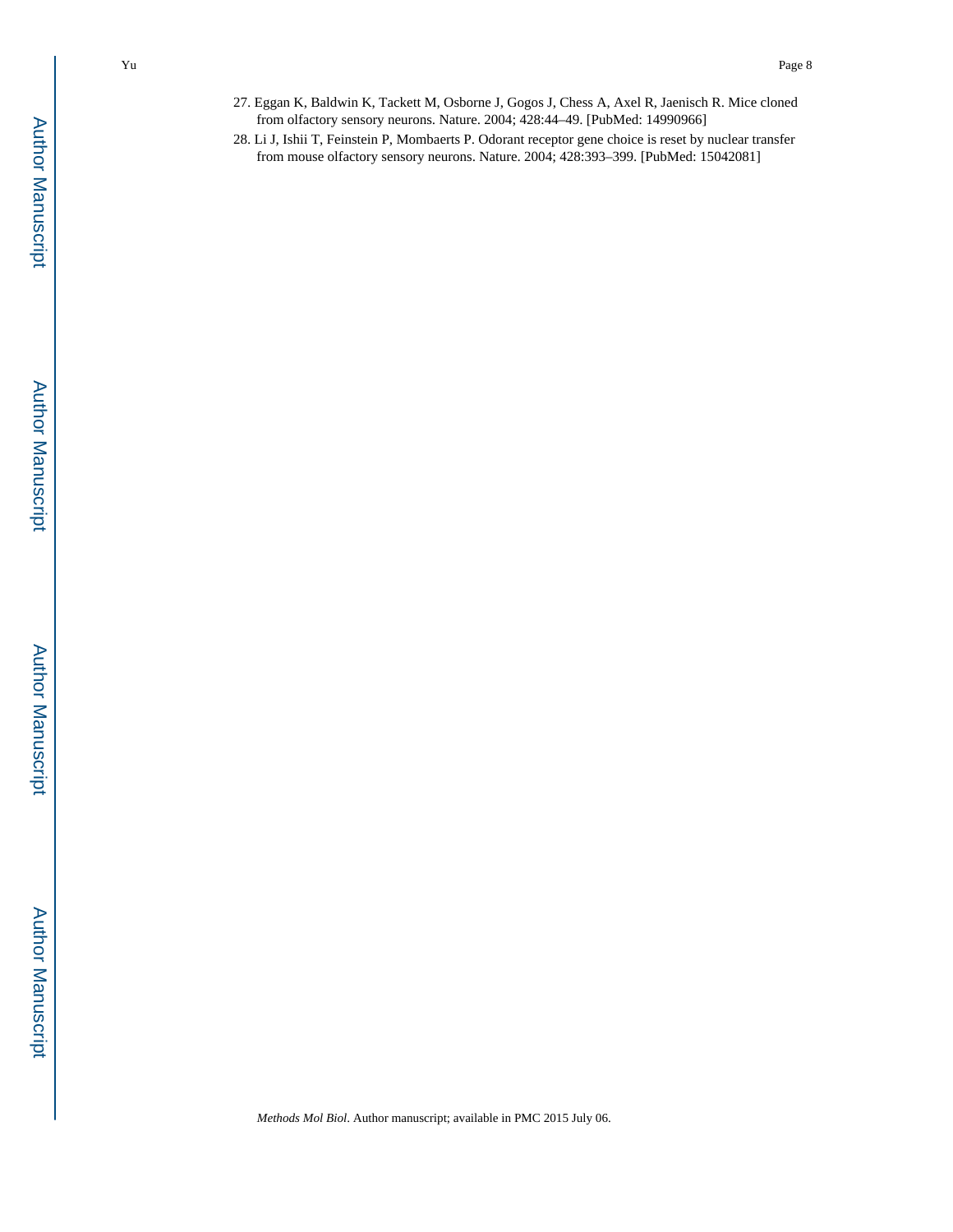27. Eggan K, Baldwin K, Tackett M, Osborne J, Gogos J, Chess A, Axel R, Jaenisch R. Mice cloned from olfactory sensory neurons. Nature. 2004; 428:44–49. [PubMed: 14990966]
28. Li J, Ishii T, Feinstein P, Mombaerts P. Odorant receptor gene choice is reset by nuclear transfer from mouse olfactory sensory neurons. Nature. 2004; 428:393–399. [PubMed: 15042081]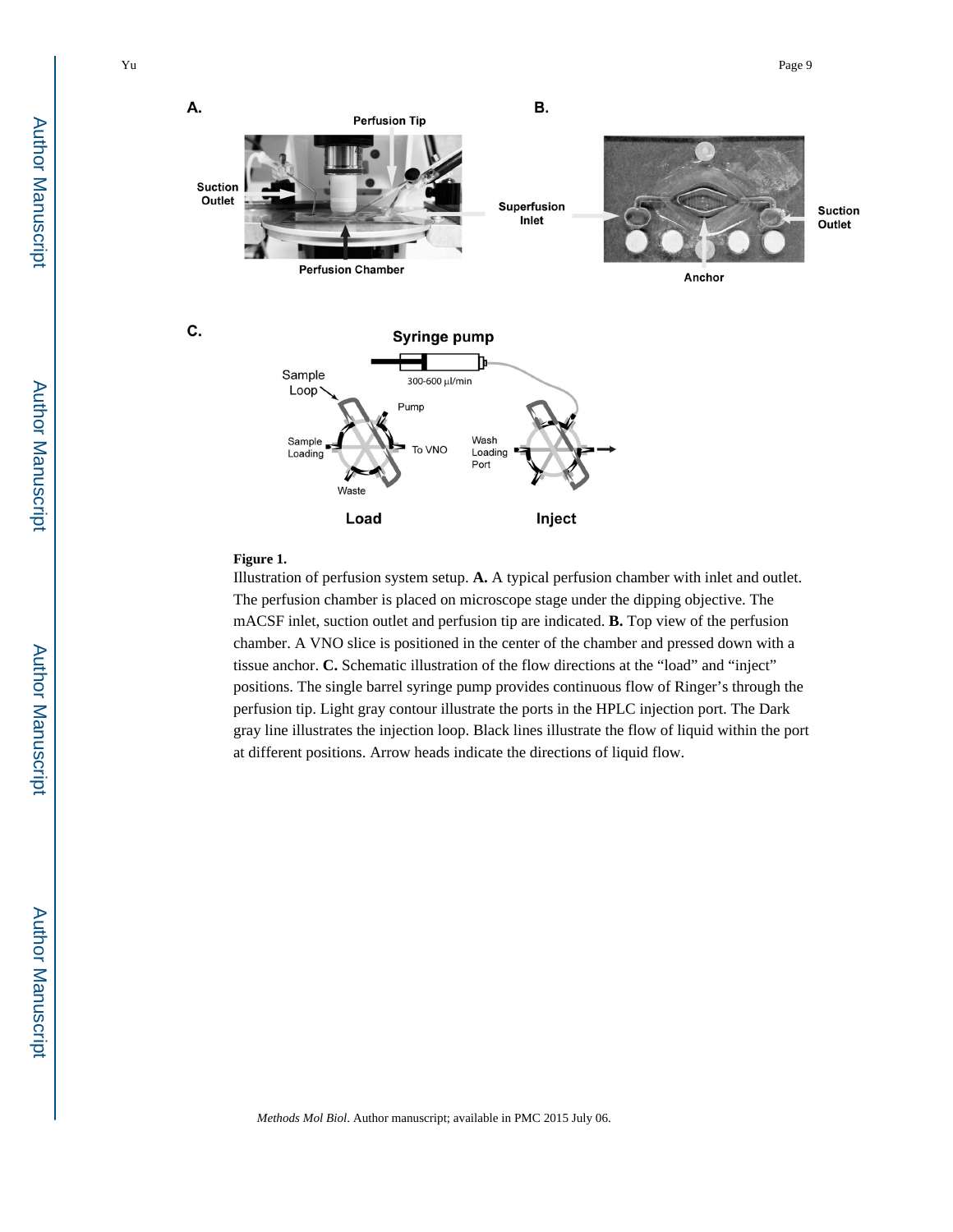A.

Perfusion Tip

Suction Outlet

Perfusion Chamber

B.

Superfusion Inlet

Suction Outlet

Anchor

C.

Syringe pump

300-600 μl/min

Sample Loop

Pump

Sample Loading

To VNO

Waste

Wash Loading Port

Load

Inject

**Figure 1.**

Illustration of perfusion system setup. **A.** A typical perfusion chamber with inlet and outlet. The perfusion chamber is placed on microscope stage under the dipping objective. The mACSF inlet, suction outlet and perfusion tip are indicated. **B.** Top view of the perfusion chamber. A VNO slice is positioned in the center of the chamber and pressed down with a tissue anchor. **C.** Schematic illustration of the flow directions at the "load" and "inject" positions. The single barrel syringe pump provides continuous flow of Ringer's through the perfusion tip. Light gray contour illustrate the ports in the HPLC injection port. The Dark gray line illustrates the injection loop. Black lines illustrate the flow of liquid within the port at different positions. Arrow heads indicate the directions of liquid flow.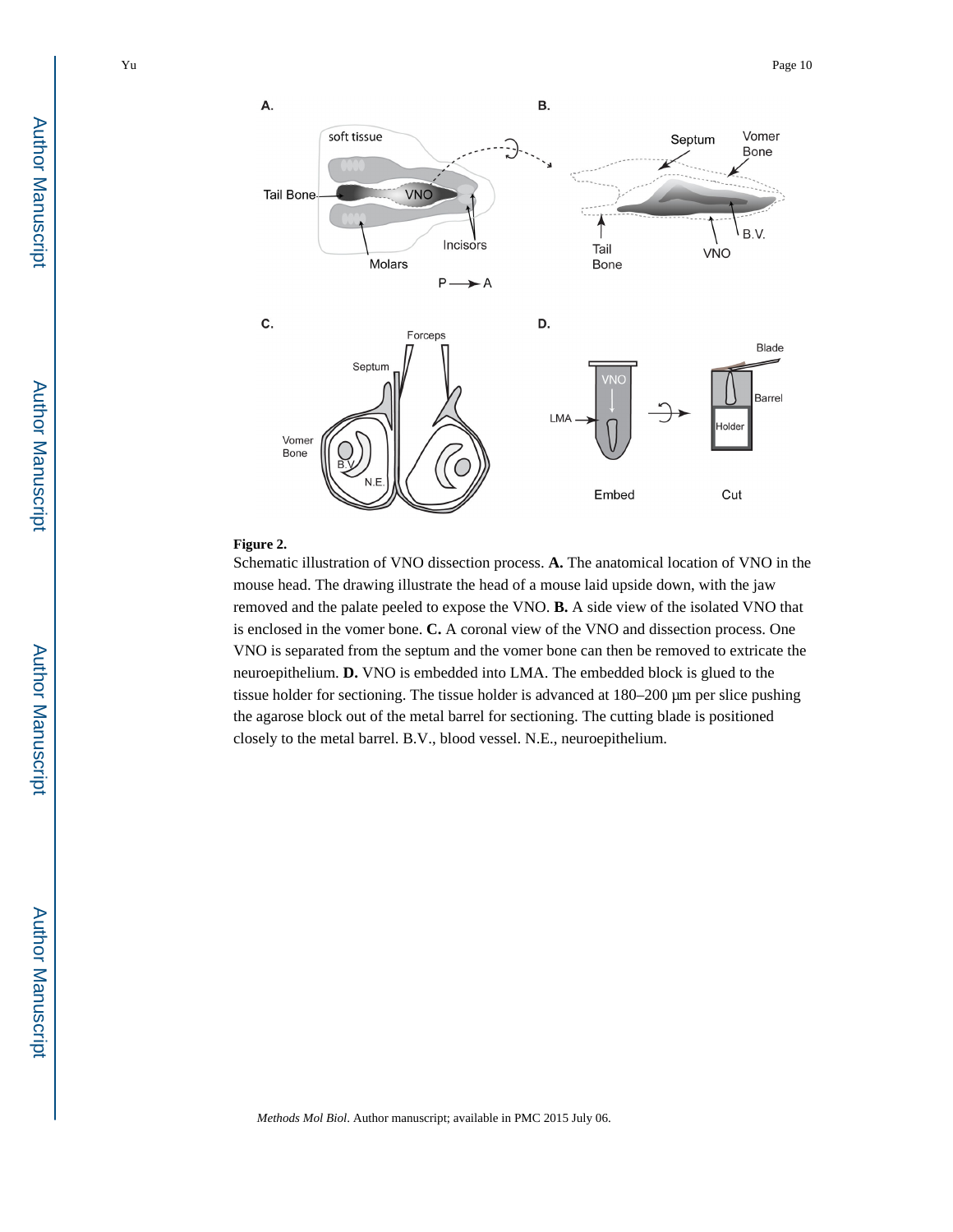A.

soft tissue

Tail Bone

VNO

Incisors

Molars

P → A

B.

Septum

Vomer Bone

Tail Bone

VNO

B.V.

C.

Forceps

Septum

Vomer Bone

B.V.

N.E.

D.

Blade

VNO

Barrel

LMA

Holder

Embed

Cut

**Figure 2.**

Schematic illustration of VNO dissection process. **A.** The anatomical location of VNO in the mouse head. The drawing illustrate the head of a mouse laid upside down, with the jaw removed and the palate peeled to expose the VNO. **B.** A side view of the isolated VNO that is enclosed in the vomer bone. **C.** A coronal view of the VNO and dissection process. One VNO is separated from the septum and the vomer bone can then be removed to extricate the neuroepithelium. **D.** VNO is embedded into LMA. The embedded block is glued to the tissue holder for sectioning. The tissue holder is advanced at 180–200 μm per slice pushing the agarose block out of the metal barrel for sectioning. The cutting blade is positioned closely to the metal barrel. B.V., blood vessel. N.E., neuroepithelium.